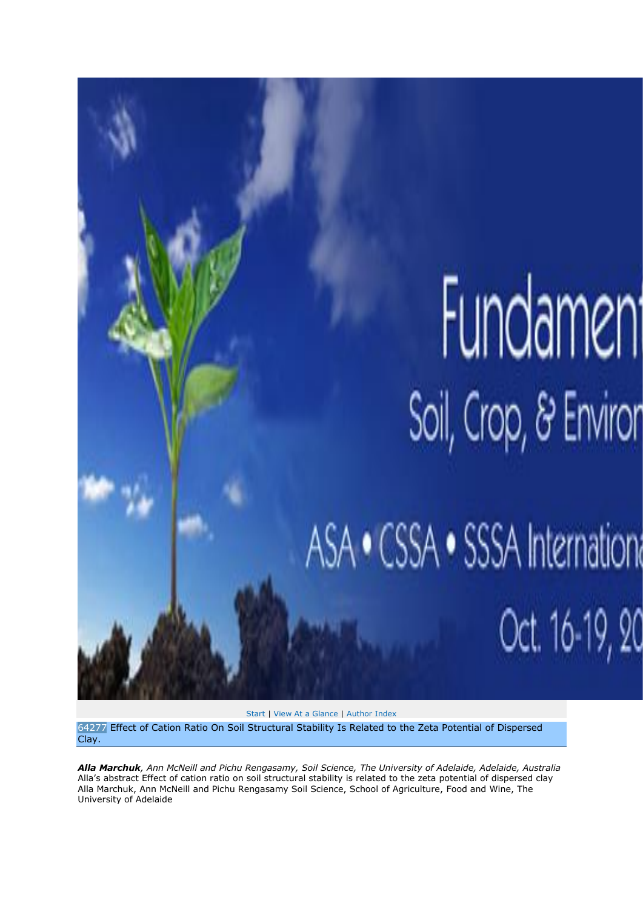Start | View At a Glance | Author Index

64277 Effect of Cation Ratio On Soil Structural Stability Is Related to the Zeta Potential of Dispersed Clay.

***Alla Marchuk**, Ann McNeill and Pichu Rengasamy, Soil Science, The University of Adelaide, Adelaide, Australia*

Alla's abstract Effect of cation ratio on soil structural stability is related to the zeta potential of dispersed clay Alla Marchuk, Ann McNeill and Pichu Rengasamy Soil Science, School of Agriculture, Food and Wine, The University of Adelaide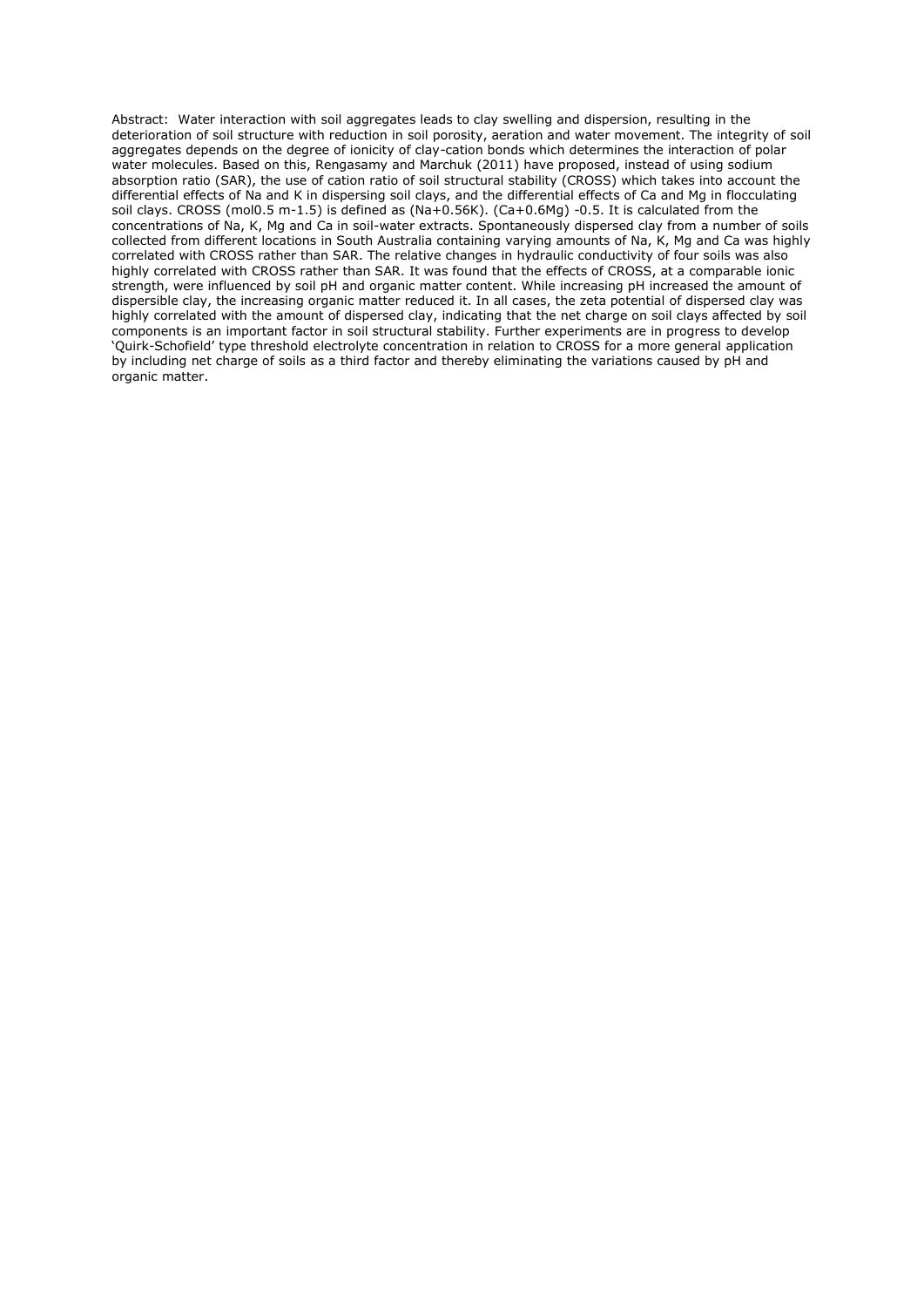Abstract: Water interaction with soil aggregates leads to clay swelling and dispersion, resulting in the deterioration of soil structure with reduction in soil porosity, aeration and water movement. The integrity of soil aggregates depends on the degree of ionicity of clay-cation bonds which determines the interaction of polar water molecules. Based on this, Rengasamy and Marchuk (2011) have proposed, instead of using sodium absorption ratio (SAR), the use of cation ratio of soil structural stability (CROSS) which takes into account the differential effects of Na and K in dispersing soil clays, and the differential effects of Ca and Mg in flocculating soil clays. CROSS ($mol^{0.5}\ m^{-1.5}$) is defined as $(Na+0.56K).(Ca+0.6Mg)^{-0.5}$. It is calculated from the concentrations of Na, K, Mg and Ca in soil-water extracts. Spontaneously dispersed clay from a number of soils collected from different locations in South Australia containing varying amounts of Na, K, Mg and Ca was highly correlated with CROSS rather than SAR. The relative changes in hydraulic conductivity of four soils was also highly correlated with CROSS rather than SAR. It was found that the effects of CROSS, at a comparable ionic strength, were influenced by soil pH and organic matter content. While increasing pH increased the amount of dispersible clay, the increasing organic matter reduced it. In all cases, the zeta potential of dispersed clay was highly correlated with the amount of dispersed clay, indicating that the net charge on soil clays affected by soil components is an important factor in soil structural stability. Further experiments are in progress to develop 'Quirk-Schofield' type threshold electrolyte concentration in relation to CROSS for a more general application by including net charge of soils as a third factor and thereby eliminating the variations caused by pH and organic matter.